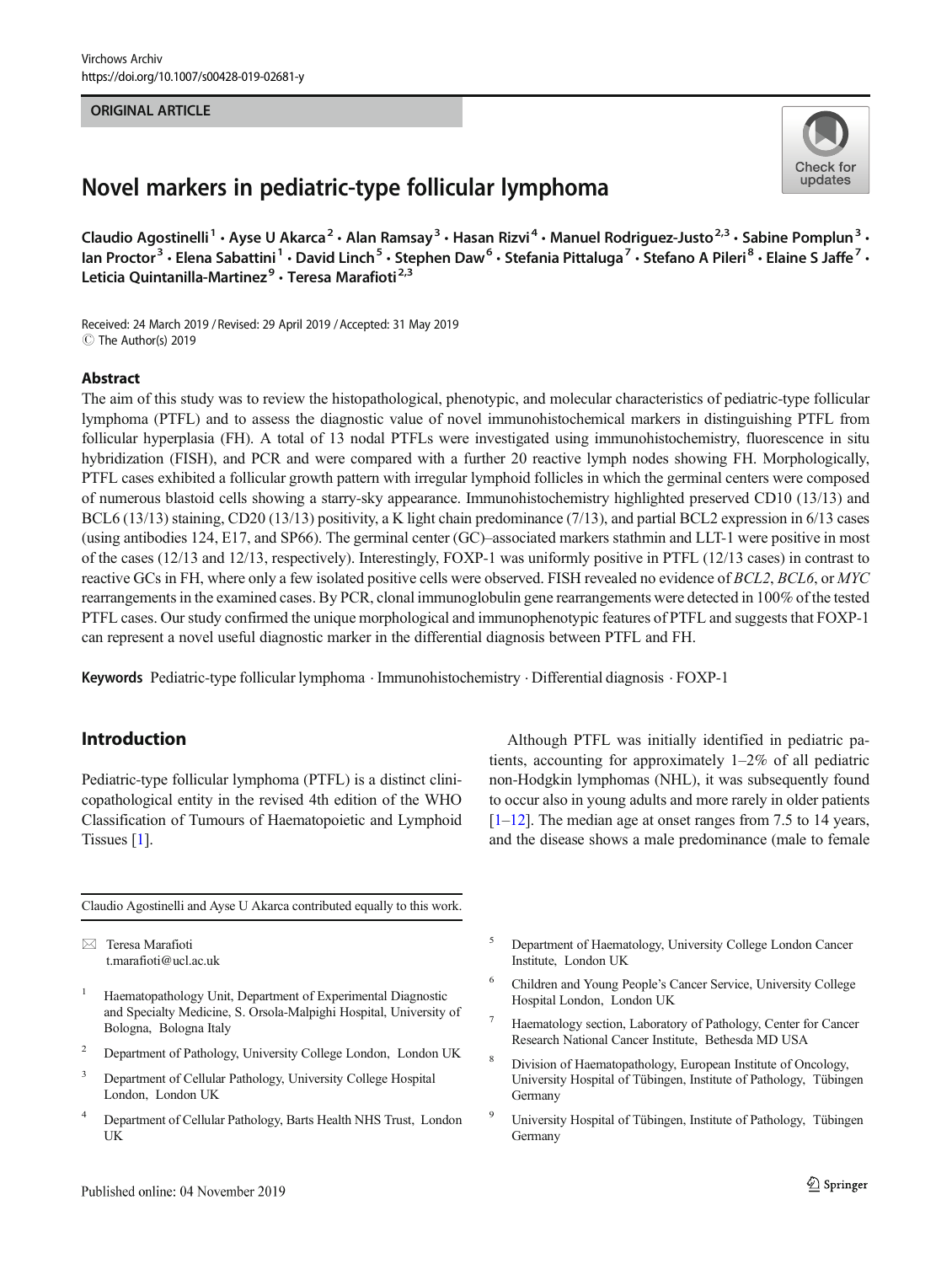Virchows Archiv
https://doi.org/10.1007/s00428-019-02681-y

ORIGINAL ARTICLE

# Novel markers in pediatric-type follicular lymphoma

Claudio Agostinelli[1] · Ayse U Akarca[2] · Alan Ramsay[3] · Hasan Rizvi[4] · Manuel Rodriguez-Justo[2,3] · Sabine Pomplun[3] · Ian Proctor[3] · Elena Sabattini[1] · David Linch[5] · Stephen Daw[6] · Stefania Pittaluga[7] · Stefano A Pileri[8] · Elaine S Jaffe[7] · Leticia Quintanilla-Martinez[9] · Teresa Marafioti[2,3]

Received: 24 March 2019 / Revised: 29 April 2019 / Accepted: 31 May 2019
© The Author(s) 2019

## Abstract

The aim of this study was to review the histopathological, phenotypic, and molecular characteristics of pediatric-type follicular lymphoma (PTFL) and to assess the diagnostic value of novel immunohistochemical markers in distinguishing PTFL from follicular hyperplasia (FH). A total of 13 nodal PTFLs were investigated using immunohistochemistry, fluorescence in situ hybridization (FISH), and PCR and were compared with a further 20 reactive lymph nodes showing FH. Morphologically, PTFL cases exhibited a follicular growth pattern with irregular lymphoid follicles in which the germinal centers were composed of numerous blastoid cells showing a starry-sky appearance. Immunohistochemistry highlighted preserved CD10 (13/13) and BCL6 (13/13) staining, CD20 (13/13) positivity, a K light chain predominance (7/13), and partial BCL2 expression in 6/13 cases (using antibodies 124, E17, and SP66). The germinal center (GC)–associated markers stathmin and LLT-1 were positive in most of the cases (12/13 and 12/13, respectively). Interestingly, FOXP-1 was uniformly positive in PTFL (12/13 cases) in contrast to reactive GCs in FH, where only a few isolated positive cells were observed. FISH revealed no evidence of *BCL2*, *BCL6*, or *MYC* rearrangements in the examined cases. By PCR, clonal immunoglobulin gene rearrangements were detected in 100% of the tested PTFL cases. Our study confirmed the unique morphological and immunophenotypic features of PTFL and suggests that FOXP-1 can represent a novel useful diagnostic marker in the differential diagnosis between PTFL and FH.

**Keywords** Pediatric-type follicular lymphoma · Immunohistochemistry · Differential diagnosis · FOXP-1

## Introduction

Pediatric-type follicular lymphoma (PTFL) is a distinct clinicopathological entity in the revised 4th edition of the WHO Classification of Tumours of Haematopoietic and Lymphoid Tissues [1].

Although PTFL was initially identified in pediatric patients, accounting for approximately 1–2% of all pediatric non-Hodgkin lymphomas (NHL), it was subsequently found to occur also in young adults and more rarely in older patients [1–12]. The median age at onset ranges from 7.5 to 14 years, and the disease shows a male predominance (male to female

Claudio Agostinelli and Ayse U Akarca contributed equally to this work.

✉ Teresa Marafioti
t.marafioti@ucl.ac.uk

1 Haematopathology Unit, Department of Experimental Diagnostic and Specialty Medicine, S. Orsola-Malpighi Hospital, University of Bologna, Bologna Italy

2 Department of Pathology, University College London, London UK

3 Department of Cellular Pathology, University College Hospital London, London UK

4 Department of Cellular Pathology, Barts Health NHS Trust, London UK

5 Department of Haematology, University College London Cancer Institute, London UK

6 Children and Young People's Cancer Service, University College Hospital London, London UK

7 Haematology section, Laboratory of Pathology, Center for Cancer Research National Cancer Institute, Bethesda MD USA

8 Division of Haematopathology, European Institute of Oncology, University Hospital of Tübingen, Institute of Pathology, Tübingen Germany

9 University Hospital of Tübingen, Institute of Pathology, Tübingen Germany

Published online: 04 November 2019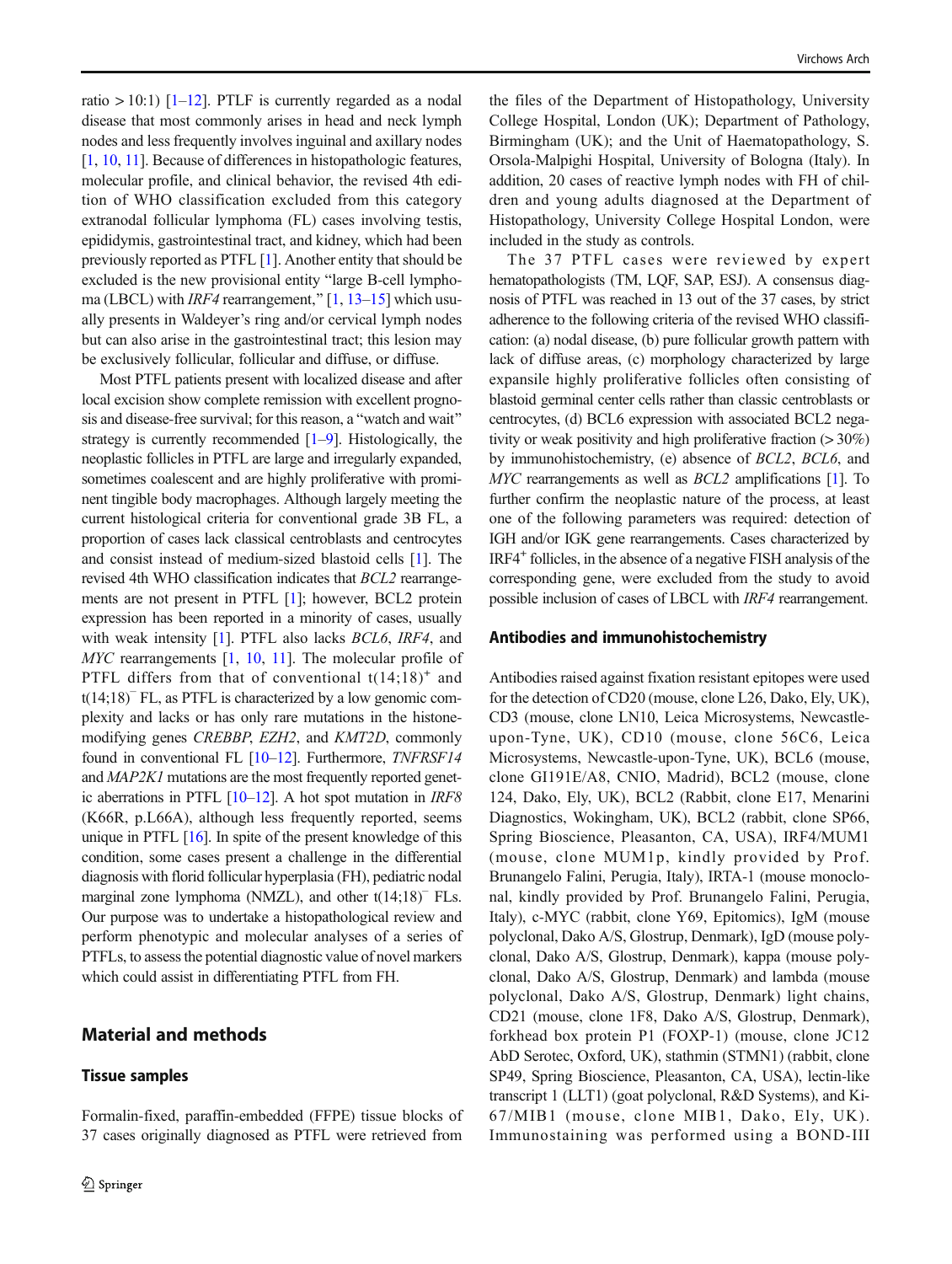ratio > 10:1) [1–12]. PTLF is currently regarded as a nodal disease that most commonly arises in head and neck lymph nodes and less frequently involves inguinal and axillary nodes [1, 10, 11]. Because of differences in histopathologic features, molecular profile, and clinical behavior, the revised 4th edition of WHO classification excluded from this category extranodal follicular lymphoma (FL) cases involving testis, epididymis, gastrointestinal tract, and kidney, which had been previously reported as PTFL [1]. Another entity that should be excluded is the new provisional entity "large B-cell lymphoma (LBCL) with *IRF4* rearrangement," [1, 13–15] which usually presents in Waldeyer's ring and/or cervical lymph nodes but can also arise in the gastrointestinal tract; this lesion may be exclusively follicular, follicular and diffuse, or diffuse.

Most PTFL patients present with localized disease and after local excision show complete remission with excellent prognosis and disease-free survival; for this reason, a "watch and wait" strategy is currently recommended [1–9]. Histologically, the neoplastic follicles in PTFL are large and irregularly expanded, sometimes coalescent and are highly proliferative with prominent tingible body macrophages. Although largely meeting the current histological criteria for conventional grade 3B FL, a proportion of cases lack classical centroblasts and centrocytes and consist instead of medium-sized blastoid cells [1]. The revised 4th WHO classification indicates that *BCL2* rearrangements are not present in PTFL [1]; however, BCL2 protein expression has been reported in a minority of cases, usually with weak intensity [1]. PTFL also lacks *BCL6*, *IRF4*, and *MYC* rearrangements [1, 10, 11]. The molecular profile of PTFL differs from that of conventional t(14;18)$^+$ and t(14;18)$^-$ FL, as PTFL is characterized by a low genomic complexity and lacks or has only rare mutations in the histone-modifying genes *CREBBP*, *EZH2*, and *KMT2D*, commonly found in conventional FL [10–12]. Furthermore, *TNFRSF14* and *MAP2K1* mutations are the most frequently reported genetic aberrations in PTFL [10–12]. A hot spot mutation in *IRF8* (K66R, p.L66A), although less frequently reported, seems unique in PTFL [16]. In spite of the present knowledge of this condition, some cases present a challenge in the differential diagnosis with florid follicular hyperplasia (FH), pediatric nodal marginal zone lymphoma (NMZL), and other t(14;18)$^-$ FLs. Our purpose was to undertake a histopathological review and perform phenotypic and molecular analyses of a series of PTFLs, to assess the potential diagnostic value of novel markers which could assist in differentiating PTFL from FH.

## Material and methods

### Tissue samples

Formalin-fixed, paraffin-embedded (FFPE) tissue blocks of 37 cases originally diagnosed as PTFL were retrieved from the files of the Department of Histopathology, University College Hospital, London (UK); Department of Pathology, Birmingham (UK); and the Unit of Haematopathology, S. Orsola-Malpighi Hospital, University of Bologna (Italy). In addition, 20 cases of reactive lymph nodes with FH of children and young adults diagnosed at the Department of Histopathology, University College Hospital London, were included in the study as controls.

The 37 PTFL cases were reviewed by expert hematopathologists (TM, LQF, SAP, ESJ). A consensus diagnosis of PTFL was reached in 13 out of the 37 cases, by strict adherence to the following criteria of the revised WHO classification: (a) nodal disease, (b) pure follicular growth pattern with lack of diffuse areas, (c) morphology characterized by large expansile highly proliferative follicles often consisting of blastoid germinal center cells rather than classic centroblasts or centrocytes, (d) BCL6 expression with associated BCL2 negativity or weak positivity and high proliferative fraction (> 30%) by immunohistochemistry, (e) absence of *BCL2*, *BCL6*, and *MYC* rearrangements as well as *BCL2* amplifications [1]. To further confirm the neoplastic nature of the process, at least one of the following parameters was required: detection of IGH and/or IGK gene rearrangements. Cases characterized by IRF4$^+$ follicles, in the absence of a negative FISH analysis of the corresponding gene, were excluded from the study to avoid possible inclusion of cases of LBCL with *IRF4* rearrangement.

### Antibodies and immunohistochemistry

Antibodies raised against fixation resistant epitopes were used for the detection of CD20 (mouse, clone L26, Dako, Ely, UK), CD3 (mouse, clone LN10, Leica Microsystems, Newcastle-upon-Tyne, UK), CD10 (mouse, clone 56C6, Leica Microsystems, Newcastle-upon-Tyne, UK), BCL6 (mouse, clone GI191E/A8, CNIO, Madrid), BCL2 (mouse, clone 124, Dako, Ely, UK), BCL2 (Rabbit, clone E17, Menarini Diagnostics, Wokingham, UK), BCL2 (rabbit, clone SP66, Spring Bioscience, Pleasanton, CA, USA), IRF4/MUM1 (mouse, clone MUM1p, kindly provided by Prof. Brunangelo Falini, Perugia, Italy), IRTA-1 (mouse monoclonal, kindly provided by Prof. Brunangelo Falini, Perugia, Italy), c-MYC (rabbit, clone Y69, Epitomics), IgM (mouse polyclonal, Dako A/S, Glostrup, Denmark), IgD (mouse polyclonal, Dako A/S, Glostrup, Denmark), kappa (mouse polyclonal, Dako A/S, Glostrup, Denmark) and lambda (mouse polyclonal, Dako A/S, Glostrup, Denmark) light chains, CD21 (mouse, clone 1F8, Dako A/S, Glostrup, Denmark), forkhead box protein P1 (FOXP-1) (mouse, clone JC12 AbD Serotec, Oxford, UK), stathmin (STMN1) (rabbit, clone SP49, Spring Bioscience, Pleasanton, CA, USA), lectin-like transcript 1 (LLT1) (goat polyclonal, R&D Systems), and Ki-67/MIB1 (mouse, clone MIB1, Dako, Ely, UK). Immunostaining was performed using a BOND-III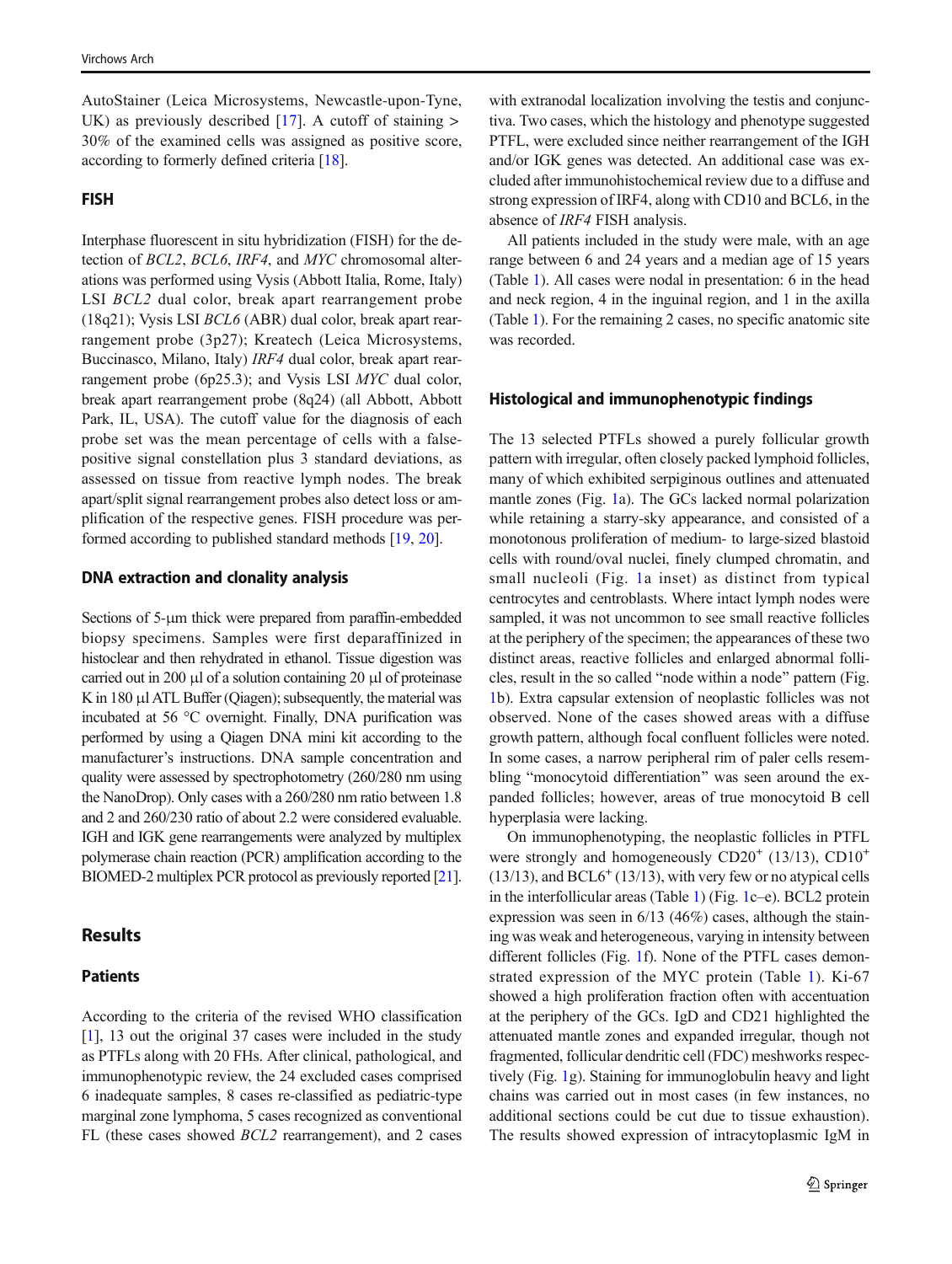AutoStainer (Leica Microsystems, Newcastle-upon-Tyne, UK) as previously described [17]. A cutoff of staining > 30% of the examined cells was assigned as positive score, according to formerly defined criteria [18].

### FISH

Interphase fluorescent in situ hybridization (FISH) for the detection of *BCL2*, *BCL6*, *IRF4*, and *MYC* chromosomal alterations was performed using Vysis (Abbott Italia, Rome, Italy) LSI *BCL2* dual color, break apart rearrangement probe (18q21); Vysis LSI *BCL6* (ABR) dual color, break apart rearrangement probe (3p27); Kreatech (Leica Microsystems, Buccinasco, Milano, Italy) *IRF4* dual color, break apart rearrangement probe (6p25.3); and Vysis LSI *MYC* dual color, break apart rearrangement probe (8q24) (all Abbott, Abbott Park, IL, USA). The cutoff value for the diagnosis of each probe set was the mean percentage of cells with a false-positive signal constellation plus 3 standard deviations, as assessed on tissue from reactive lymph nodes. The break apart/split signal rearrangement probes also detect loss or amplification of the respective genes. FISH procedure was performed according to published standard methods [19, 20].

### DNA extraction and clonality analysis

Sections of 5-μm thick were prepared from paraffin-embedded biopsy specimens. Samples were first deparaffinized in histoclear and then rehydrated in ethanol. Tissue digestion was carried out in 200 μl of a solution containing 20 μl of proteinase K in 180 μl ATL Buffer (Qiagen); subsequently, the material was incubated at 56 °C overnight. Finally, DNA purification was performed by using a Qiagen DNA mini kit according to the manufacturer's instructions. DNA sample concentration and quality were assessed by spectrophotometry (260/280 nm using the NanoDrop). Only cases with a 260/280 nm ratio between 1.8 and 2 and 260/230 ratio of about 2.2 were considered evaluable. IGH and IGK gene rearrangements were analyzed by multiplex polymerase chain reaction (PCR) amplification according to the BIOMED-2 multiplex PCR protocol as previously reported [21].

## Results

### Patients

According to the criteria of the revised WHO classification [1], 13 out the original 37 cases were included in the study as PTFLs along with 20 FHs. After clinical, pathological, and immunophenotypic review, the 24 excluded cases comprised 6 inadequate samples, 8 cases re-classified as pediatric-type marginal zone lymphoma, 5 cases recognized as conventional FL (these cases showed *BCL2* rearrangement), and 2 cases with extranodal localization involving the testis and conjunctiva. Two cases, which the histology and phenotype suggested PTFL, were excluded since neither rearrangement of the IGH and/or IGK genes was detected. An additional case was excluded after immunohistochemical review due to a diffuse and strong expression of IRF4, along with CD10 and BCL6, in the absence of *IRF4* FISH analysis.

All patients included in the study were male, with an age range between 6 and 24 years and a median age of 15 years (Table 1). All cases were nodal in presentation: 6 in the head and neck region, 4 in the inguinal region, and 1 in the axilla (Table 1). For the remaining 2 cases, no specific anatomic site was recorded.

### Histological and immunophenotypic findings

The 13 selected PTFLs showed a purely follicular growth pattern with irregular, often closely packed lymphoid follicles, many of which exhibited serpiginous outlines and attenuated mantle zones (Fig. 1a). The GCs lacked normal polarization while retaining a starry-sky appearance, and consisted of a monotonous proliferation of medium- to large-sized blastoid cells with round/oval nuclei, finely clumped chromatin, and small nucleoli (Fig. 1a inset) as distinct from typical centrocytes and centroblasts. Where intact lymph nodes were sampled, it was not uncommon to see small reactive follicles at the periphery of the specimen; the appearances of these two distinct areas, reactive follicles and enlarged abnormal follicles, result in the so called "node within a node" pattern (Fig. 1b). Extra capsular extension of neoplastic follicles was not observed. None of the cases showed areas with a diffuse growth pattern, although focal confluent follicles were noted. In some cases, a narrow peripheral rim of paler cells resembling "monocytoid differentiation" was seen around the expanded follicles; however, areas of true monocytoid B cell hyperplasia were lacking.

On immunophenotyping, the neoplastic follicles in PTFL were strongly and homogeneously CD20$^{+}$ (13/13), CD10$^{+}$ (13/13), and BCL6$^{+}$ (13/13), with very few or no atypical cells in the interfollicular areas (Table 1) (Fig. 1c–e). BCL2 protein expression was seen in 6/13 (46%) cases, although the staining was weak and heterogeneous, varying in intensity between different follicles (Fig. 1f). None of the PTFL cases demonstrated expression of the MYC protein (Table 1). Ki-67 showed a high proliferation fraction often with accentuation at the periphery of the GCs. IgD and CD21 highlighted the attenuated mantle zones and expanded irregular, though not fragmented, follicular dendritic cell (FDC) meshworks respectively (Fig. 1g). Staining for immunoglobulin heavy and light chains was carried out in most cases (in few instances, no additional sections could be cut due to tissue exhaustion). The results showed expression of intracytoplasmic IgM in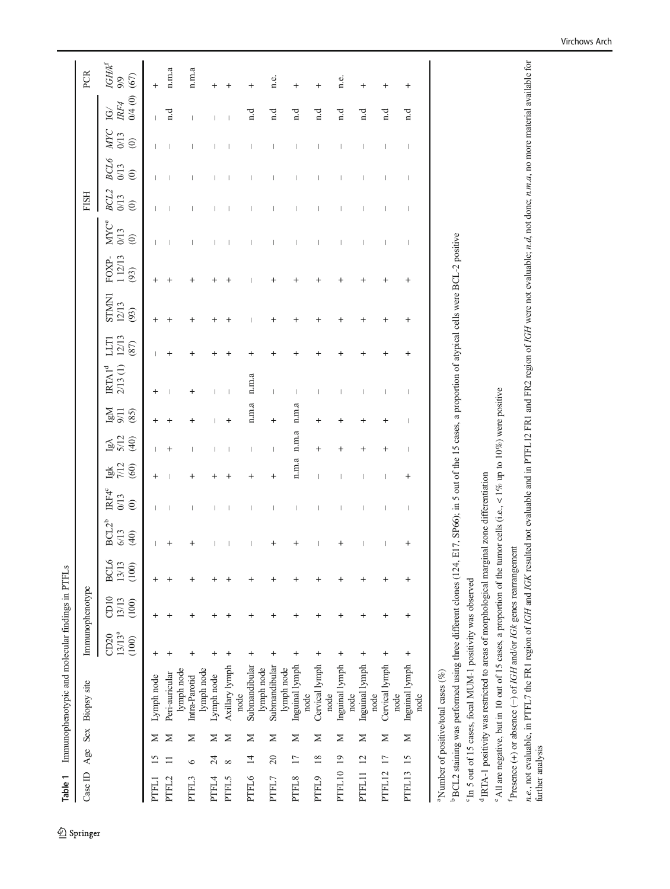**Table 1** Immunophenotypic and molecular findings in PTFLs

| Case ID | Age | Sex | Biopsy site | Immunophenotype | | | | | | | | | | | | | FISH | | | | PCR |
|---|---|---|---|---|---|---|---|---|---|---|---|---|---|---|---|---|---|---|---|---|---|
| | | | | CD20 13/13[a] (100) | CD10 13/13 (100) | BCL6 13/13 (100) | BCL2[b] 6/13 (40) | IRF4[c] 0/13 (0) | Igk 7/12 (60) | Igλ 5/12 (40) | IgM 9/11 (85) | IRTA1[d] 2/13 (1) | LLT1 12/13 (87) | STMN1 12/13 (93) | FOXP-1 12/13 (93) | MYC[e] 0/13 (0) | *BCL2* 0/13 (0) | *BCL6* 0/13 (0) | *MYC* 0/13 (0) | *IG/IRF4* 0/4 (0) | *IGH/k*[f] 9/9 (67) |
| PTFL1 | 15 | M | Lymph node | + | + | + | – | – | + | – | + | + | – | + | + | – | – | – | – | – | + |
| PTFL2 | 11 | M | Peri-auricular lymph node | + | + | + | + | – | – | + | + | – | + | + | + | – | – | – | – | n.d | n.m.a |
| PTFL3 | 6 | M | Intra-Parotid lymph node | + | + | + | + | – | + | – | + | + | + | + | + | – | – | – | – | – | n.m.a |
| PTFL4 | 24 | M | Lymph node | + | + | + | – | – | + | – | – | – | + | + | + | – | – | – | – | – | + |
| PTFL5 | 8 | M | Axillary lymph node | + | + | + | – | – | + | – | + | – | + | + | + | – | – | – | – | – | + |
| PTFL6 | 14 | M | Submandibular lymph node | + | + | + | – | – | + | – | n.m.a | n.m.a | + | – | – | – | – | – | – | n.d | + |
| PTFL7 | 20 | M | Submandibular lymph node | + | + | + | + | – | + | – | + | – | + | + | + | – | – | – | – | n.d | n.e. |
| PTFL8 | 17 | M | Inguinal lymph node | + | + | + | + | – | n.m.a | n.m.a | n.m.a | – | + | + | + | – | – | – | – | n.d | + |
| PTFL9 | 18 | M | Cervical lymph node | + | + | + | – | – | – | + | + | – | + | + | + | – | – | – | – | n.d | + |
| PTFL10 | 19 | M | Inguinal lymph node | + | + | + | + | – | – | + | + | – | + | + | + | – | – | – | – | n.d | n.e. |
| PTFL11 | 12 | M | Inguinal lymph node | + | + | + | – | – | – | + | + | – | + | + | + | – | – | – | – | n.d | + |
| PTFL12 | 17 | M | Cervical lymph node | + | + | + | – | – | – | + | + | – | + | + | + | – | – | – | – | n.d | + |
| PTFL13 | 15 | M | Inguinal lymph node | + | + | + | + | – | + | – | – | – | + | + | + | – | – | – | – | n.d | + |

[a] Number of positive/total cases (%)

[b] BCL2 staining was performed using three different clones (124, E17, SP66); in 5 out of the 15 cases, a proportion of atypical cells were BCL-2 positive

[c] In 5 out of 15 cases, focal MUM-1 positivity was observed

[d] IRTA-1 positivity was restricted to areas of morphological marginal zone differentiation

[e] All are negative, but in 10 out of 15 cases, a proportion of the tumor cells (i.e., <1% up to 10%) were positive

[f] Presence (+) or absence (−) of *IGH* and/or *IGk* genes rearrangement

*n.e.*, not evaluable, in PTFL7 the FR1 region of *IGH* and *IGK* resulted not evaluable and in PTFL12 FR1 and FR2 region of *IGH* were not evaluable; *n.d*, not done; *n.m.a*, no more material available for further analysis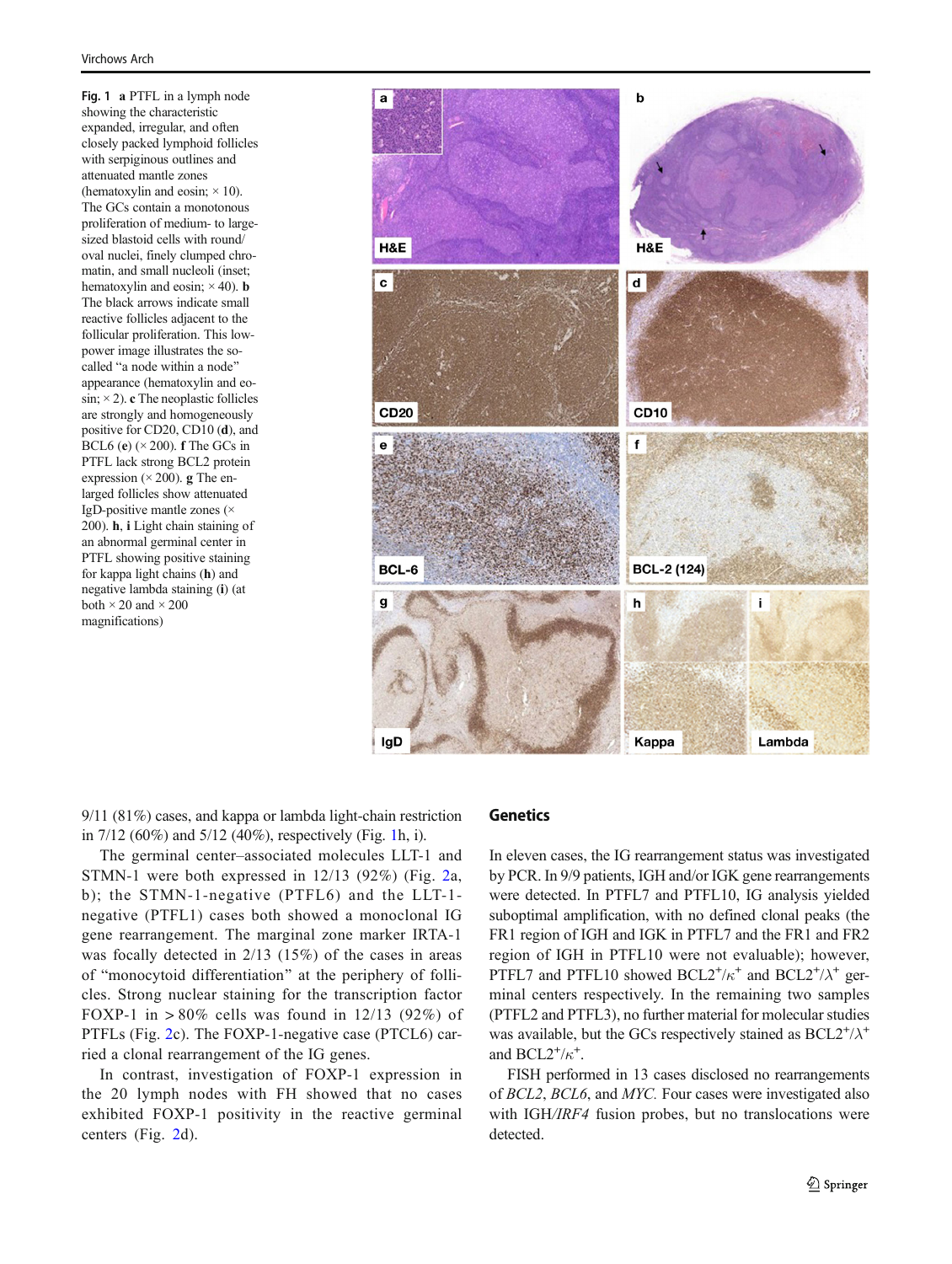Fig. 1 **a** PTFL in a lymph node showing the characteristic expanded, irregular, and often closely packed lymphoid follicles with serpiginous outlines and attenuated mantle zones (hematoxylin and eosin; × 10). The GCs contain a monotonous proliferation of medium- to large-sized blastoid cells with round/oval nuclei, finely clumped chromatin, and small nucleoli (inset; hematoxylin and eosin; × 40). **b** The black arrows indicate small reactive follicles adjacent to the follicular proliferation. This low-power image illustrates the so-called "a node within a node" appearance (hematoxylin and eosin; × 2). **c** The neoplastic follicles are strongly and homogeneously positive for CD20, CD10 (**d**), and BCL6 (**e**) (× 200). **f** The GCs in PTFL lack strong BCL2 protein expression (× 200). **g** The enlarged follicles show attenuated IgD-positive mantle zones (× 200). **h**, **i** Light chain staining of an abnormal germinal center in PTFL showing positive staining for kappa light chains (**h**) and negative lambda staining (**i**) (at both × 20 and × 200 magnifications)

9/11 (81%) cases, and kappa or lambda light-chain restriction in 7/12 (60%) and 5/12 (40%), respectively (Fig. 1h, i).

The germinal center–associated molecules LLT-1 and STMN-1 were both expressed in 12/13 (92%) (Fig. 2a, b); the STMN-1-negative (PTFL6) and the LLT-1-negative (PTFL1) cases both showed a monoclonal IG gene rearrangement. The marginal zone marker IRTA-1 was focally detected in 2/13 (15%) of the cases in areas of "monocytoid differentiation" at the periphery of follicles. Strong nuclear staining for the transcription factor FOXP-1 in > 80% cells was found in 12/13 (92%) of PTFLs (Fig. 2c). The FOXP-1-negative case (PTCL6) carried a clonal rearrangement of the IG genes.

In contrast, investigation of FOXP-1 expression in the 20 lymph nodes with FH showed that no cases exhibited FOXP-1 positivity in the reactive germinal centers (Fig. 2d).

## Genetics

In eleven cases, the IG rearrangement status was investigated by PCR. In 9/9 patients, IGH and/or IGK gene rearrangements were detected. In PTFL7 and PTFL10, IG analysis yielded suboptimal amplification, with no defined clonal peaks (the FR1 region of IGH and IGK in PTFL7 and the FR1 and FR2 region of IGH in PTFL10 were not evaluable); however, PTFL7 and PTFL10 showed $BCL2^{+}/\kappa^{+}$ and $BCL2^{+}/\lambda^{+}$ germinal centers respectively. In the remaining two samples (PTFL2 and PTFL3), no further material for molecular studies was available, but the GCs respectively stained as $BCL2^{+}/\lambda^{+}$ and $BCL2^{+}/\kappa^{+}$.

FISH performed in 13 cases disclosed no rearrangements of *BCL2*, *BCL6*, and *MYC*. Four cases were investigated also with IGH/*IRF4* fusion probes, but no translocations were detected.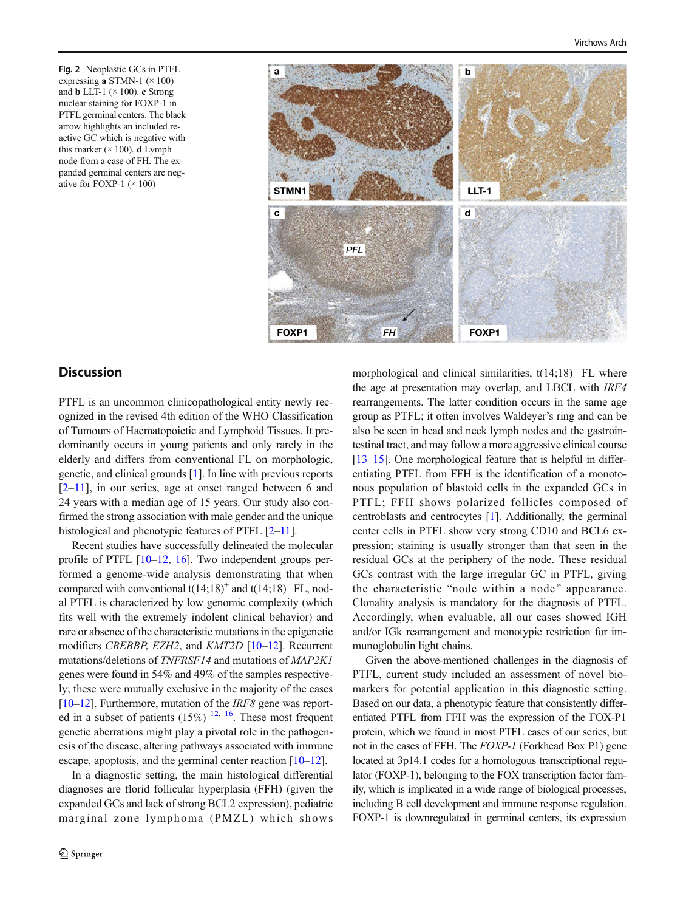Fig. 2 Neoplastic GCs in PTFL expressing **a** STMN-1 (× 100) and **b** LLT-1 (× 100). **c** Strong nuclear staining for FOXP-1 in PTFL germinal centers. The black arrow highlights an included reactive GC which is negative with this marker (× 100). **d** Lymph node from a case of FH. The expanded germinal centers are negative for FOXP-1 (× 100)

## Discussion

PTFL is an uncommon clinicopathological entity newly recognized in the revised 4th edition of the WHO Classification of Tumours of Haematopoietic and Lymphoid Tissues. It predominantly occurs in young patients and only rarely in the elderly and differs from conventional FL on morphologic, genetic, and clinical grounds [1]. In line with previous reports [2–11], in our series, age at onset ranged between 6 and 24 years with a median age of 15 years. Our study also confirmed the strong association with male gender and the unique histological and phenotypic features of PTFL [2–11].

Recent studies have successfully delineated the molecular profile of PTFL [10–12, 16]. Two independent groups performed a genome-wide analysis demonstrating that when compared with conventional t(14;18)$^+$ and t(14;18)$^-$ FL, nodal PTFL is characterized by low genomic complexity (which fits well with the extremely indolent clinical behavior) and rare or absence of the characteristic mutations in the epigenetic modifiers *CREBBP*, *EZH2*, and *KMT2D* [10–12]. Recurrent mutations/deletions of *TNFRSF14* and mutations of *MAP2K1* genes were found in 54% and 49% of the samples respectively; these were mutually exclusive in the majority of the cases [10–12]. Furthermore, mutation of the *IRF8* gene was reported in a subset of patients (15%) [12, 16]. These most frequent genetic aberrations might play a pivotal role in the pathogenesis of the disease, altering pathways associated with immune escape, apoptosis, and the germinal center reaction [10–12].

In a diagnostic setting, the main histological differential diagnoses are florid follicular hyperplasia (FFH) (given the expanded GCs and lack of strong BCL2 expression), pediatric marginal zone lymphoma (PMZL) which shows morphological and clinical similarities, t(14;18)$^-$ FL where the age at presentation may overlap, and LBCL with *IRF4* rearrangements. The latter condition occurs in the same age group as PTFL; it often involves Waldeyer's ring and can be also be seen in head and neck lymph nodes and the gastrointestinal tract, and may follow a more aggressive clinical course [13–15]. One morphological feature that is helpful in differentiating PTFL from FFH is the identification of a monotonous population of blastoid cells in the expanded GCs in PTFL; FFH shows polarized follicles composed of centroblasts and centrocytes [1]. Additionally, the germinal center cells in PTFL show very strong CD10 and BCL6 expression; staining is usually stronger than that seen in the residual GCs at the periphery of the node. These residual GCs contrast with the large irregular GC in PTFL, giving the characteristic "node within a node" appearance. Clonality analysis is mandatory for the diagnosis of PTFL. Accordingly, when evaluable, all our cases showed IGH and/or IGk rearrangement and monotypic restriction for immunoglobulin light chains.

Given the above-mentioned challenges in the diagnosis of PTFL, current study included an assessment of novel biomarkers for potential application in this diagnostic setting. Based on our data, a phenotypic feature that consistently differentiated PTFL from FFH was the expression of the FOX-P1 protein, which we found in most PTFL cases of our series, but not in the cases of FFH. The *FOXP-1* (Forkhead Box P1) gene located at 3p14.1 codes for a homologous transcriptional regulator (FOXP-1), belonging to the FOX transcription factor family, which is implicated in a wide range of biological processes, including B cell development and immune response regulation. FOXP-1 is downregulated in germinal centers, its expression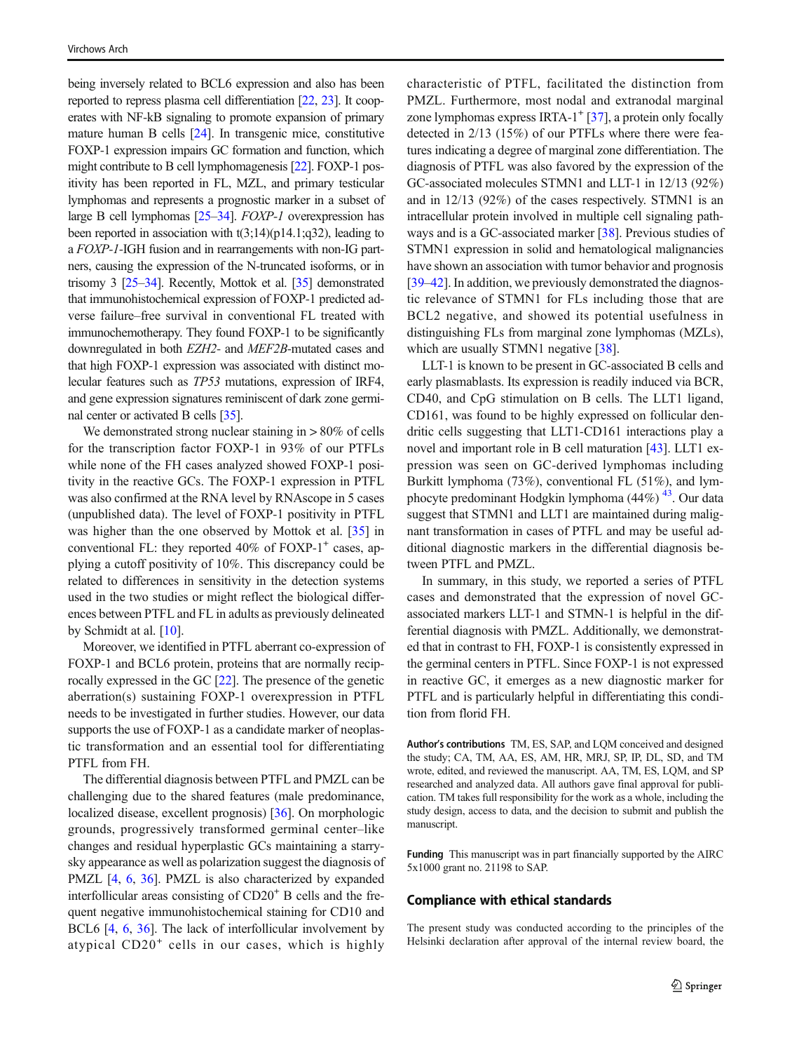being inversely related to BCL6 expression and also has been reported to repress plasma cell differentiation [22, 23]. It cooperates with NF-kB signaling to promote expansion of primary mature human B cells [24]. In transgenic mice, constitutive FOXP-1 expression impairs GC formation and function, which might contribute to B cell lymphomagenesis [22]. FOXP-1 positivity has been reported in FL, MZL, and primary testicular lymphomas and represents a prognostic marker in a subset of large B cell lymphomas [25–34]. *FOXP-1* overexpression has been reported in association with t(3;14)(p14.1;q32), leading to a *FOXP-1*-IGH fusion and in rearrangements with non-IG partners, causing the expression of the N-truncated isoforms, or in trisomy 3 [25–34]. Recently, Mottok et al. [35] demonstrated that immunohistochemical expression of FOXP-1 predicted adverse failure–free survival in conventional FL treated with immunochemotherapy. They found FOXP-1 to be significantly downregulated in both *EZH2*- and *MEF2B*-mutated cases and that high FOXP-1 expression was associated with distinct molecular features such as *TP53* mutations, expression of IRF4, and gene expression signatures reminiscent of dark zone germinal center or activated B cells [35].

We demonstrated strong nuclear staining in > 80% of cells for the transcription factor FOXP-1 in 93% of our PTFLs while none of the FH cases analyzed showed FOXP-1 positivity in the reactive GCs. The FOXP-1 expression in PTFL was also confirmed at the RNA level by RNAscope in 5 cases (unpublished data). The level of FOXP-1 positivity in PTFL was higher than the one observed by Mottok et al. [35] in conventional FL: they reported 40% of FOXP-1$^+$ cases, applying a cutoff positivity of 10%. This discrepancy could be related to differences in sensitivity in the detection systems used in the two studies or might reflect the biological differences between PTFL and FL in adults as previously delineated by Schmidt at al. [10].

Moreover, we identified in PTFL aberrant co-expression of FOXP-1 and BCL6 protein, proteins that are normally reciprocally expressed in the GC [22]. The presence of the genetic aberration(s) sustaining FOXP-1 overexpression in PTFL needs to be investigated in further studies. However, our data supports the use of FOXP-1 as a candidate marker of neoplastic transformation and an essential tool for differentiating PTFL from FH.

The differential diagnosis between PTFL and PMZL can be challenging due to the shared features (male predominance, localized disease, excellent prognosis) [36]. On morphologic grounds, progressively transformed germinal center–like changes and residual hyperplastic GCs maintaining a starry-sky appearance as well as polarization suggest the diagnosis of PMZL [4, 6, 36]. PMZL is also characterized by expanded interfollicular areas consisting of CD20$^+$ B cells and the frequent negative immunohistochemical staining for CD10 and BCL6 [4, 6, 36]. The lack of interfollicular involvement by atypical CD20$^+$ cells in our cases, which is highly characteristic of PTFL, facilitated the distinction from PMZL. Furthermore, most nodal and extranodal marginal zone lymphomas express IRTA-1$^+$ [37], a protein only focally detected in 2/13 (15%) of our PTFLs where there were features indicating a degree of marginal zone differentiation. The diagnosis of PTFL was also favored by the expression of the GC-associated molecules STMN1 and LLT-1 in 12/13 (92%) and in 12/13 (92%) of the cases respectively. STMN1 is an intracellular protein involved in multiple cell signaling pathways and is a GC-associated marker [38]. Previous studies of STMN1 expression in solid and hematological malignancies have shown an association with tumor behavior and prognosis [39–42]. In addition, we previously demonstrated the diagnostic relevance of STMN1 for FLs including those that are BCL2 negative, and showed its potential usefulness in distinguishing FLs from marginal zone lymphomas (MZLs), which are usually STMN1 negative [38].

LLT-1 is known to be present in GC-associated B cells and early plasmablasts. Its expression is readily induced via BCR, CD40, and CpG stimulation on B cells. The LLT1 ligand, CD161, was found to be highly expressed on follicular dendritic cells suggesting that LLT1-CD161 interactions play a novel and important role in B cell maturation [43]. LLT1 expression was seen on GC-derived lymphomas including Burkitt lymphoma (73%), conventional FL (51%), and lymphocyte predominant Hodgkin lymphoma (44%) [43]. Our data suggest that STMN1 and LLT1 are maintained during malignant transformation in cases of PTFL and may be useful additional diagnostic markers in the differential diagnosis between PTFL and PMZL.

In summary, in this study, we reported a series of PTFL cases and demonstrated that the expression of novel GC-associated markers LLT-1 and STMN-1 is helpful in the differential diagnosis with PMZL. Additionally, we demonstrated that in contrast to FH, FOXP-1 is consistently expressed in the germinal centers in PTFL. Since FOXP-1 is not expressed in reactive GC, it emerges as a new diagnostic marker for PTFL and is particularly helpful in differentiating this condition from florid FH.

**Author's contributions** TM, ES, SAP, and LQM conceived and designed the study; CA, TM, AA, ES, AM, HR, MRJ, SP, IP, DL, SD, and TM wrote, edited, and reviewed the manuscript. AA, TM, ES, LQM, and SP researched and analyzed data. All authors gave final approval for publication. TM takes full responsibility for the work as a whole, including the study design, access to data, and the decision to submit and publish the manuscript.

**Funding** This manuscript was in part financially supported by the AIRC 5x1000 grant no. 21198 to SAP.

## Compliance with ethical standards

The present study was conducted according to the principles of the Helsinki declaration after approval of the internal review board, the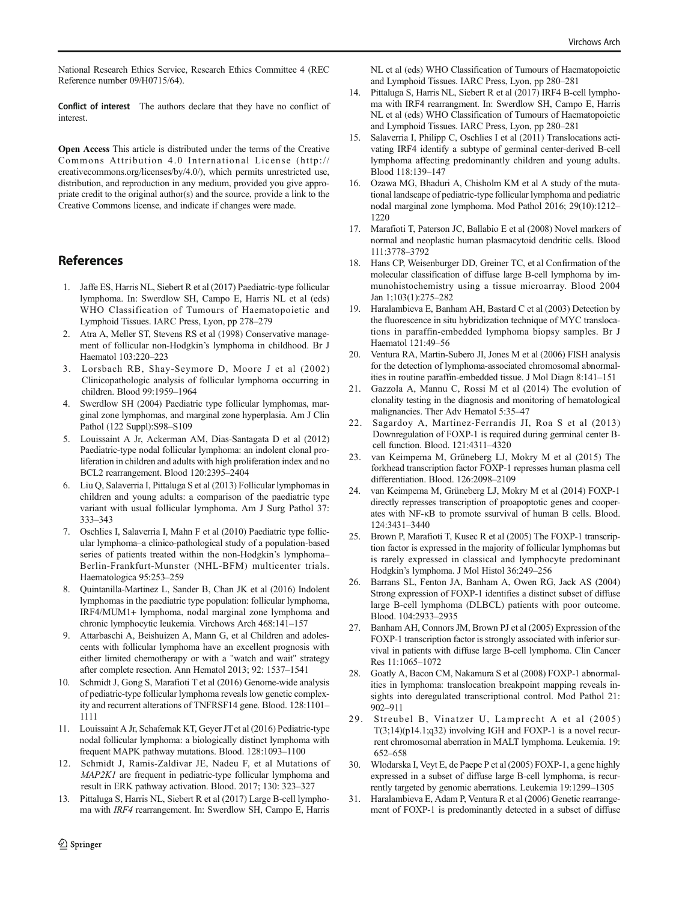National Research Ethics Service, Research Ethics Committee 4 (REC Reference number 09/H0715/64).

**Conflict of interest** The authors declare that they have no conflict of interest.

**Open Access** This article is distributed under the terms of the Creative Commons Attribution 4.0 International License (http://creativecommons.org/licenses/by/4.0/), which permits unrestricted use, distribution, and reproduction in any medium, provided you give appropriate credit to the original author(s) and the source, provide a link to the Creative Commons license, and indicate if changes were made.

## References

1. Jaffe ES, Harris NL, Siebert R et al (2017) Paediatric-type follicular lymphoma. In: Swerdlow SH, Campo E, Harris NL et al (eds) WHO Classification of Tumours of Haematopoietic and Lymphoid Tissues. IARC Press, Lyon, pp 278–279
2. Atra A, Meller ST, Stevens RS et al (1998) Conservative management of follicular non-Hodgkin's lymphoma in childhood. Br J Haematol 103:220–223
3. Lorsbach RB, Shay-Seymore D, Moore J et al (2002) Clinicopathologic analysis of follicular lymphoma occurring in children. Blood 99:1959–1964
4. Swerdlow SH (2004) Paediatric type follicular lymphomas, marginal zone lymphomas, and marginal zone hyperplasia. Am J Clin Pathol (122 Suppl):S98–S109
5. Louissaint A Jr, Ackerman AM, Dias-Santagata D et al (2012) Paediatric-type nodal follicular lymphoma: an indolent clonal proliferation in children and adults with high proliferation index and no BCL2 rearrangement. Blood 120:2395–2404
6. Liu Q, Salaverria I, Pittaluga S et al (2013) Follicular lymphomas in children and young adults: a comparison of the paediatric type variant with usual follicular lymphoma. Am J Surg Pathol 37: 333–343
7. Oschlies I, Salaverria I, Mahn F et al (2010) Paediatric type follicular lymphoma–a clinico-pathological study of a population-based series of patients treated within the non-Hodgkin's lymphoma–Berlin-Frankfurt-Munster (NHL-BFM) multicenter trials. Haematologica 95:253–259
8. Quintanilla-Martinez L, Sander B, Chan JK et al (2016) Indolent lymphomas in the paediatric type population: follicular lymphoma, IRF4/MUM1+ lymphoma, nodal marginal zone lymphoma and chronic lymphocytic leukemia. Virchows Arch 468:141–157
9. Attarbaschi A, Beishuizen A, Mann G, et al Children and adolescents with follicular lymphoma have an excellent prognosis with either limited chemotherapy or with a "watch and wait" strategy after complete resection. Ann Hematol 2013; 92: 1537–1541
10. Schmidt J, Gong S, Marafioti T et al (2016) Genome-wide analysis of pediatric-type follicular lymphoma reveals low genetic complexity and recurrent alterations of TNFRSF14 gene. Blood. 128:1101–1111
11. Louissaint A Jr, Schafernak KT, Geyer JT et al (2016) Pediatric-type nodal follicular lymphoma: a biologically distinct lymphoma with frequent MAPK pathway mutations. Blood. 128:1093–1100
12. Schmidt J, Ramis-Zaldivar JE, Nadeu F, et al Mutations of *MAP2K1* are frequent in pediatric-type follicular lymphoma and result in ERK pathway activation. Blood. 2017; 130: 323–327
13. Pittaluga S, Harris NL, Siebert R et al (2017) Large B-cell lymphoma with *IRF4* rearrangement. In: Swerdlow SH, Campo E, Harris NL et al (eds) WHO Classification of Tumours of Haematopoietic and Lymphoid Tissues. IARC Press, Lyon, pp 280–281
14. Pittaluga S, Harris NL, Siebert R et al (2017) IRF4 B-cell lymphoma with IRF4 rearrangement. In: Swerdlow SH, Campo E, Harris NL et al (eds) WHO Classification of Tumours of Haematopoietic and Lymphoid Tissues. IARC Press, Lyon, pp 280–281
15. Salaverria I, Philipp C, Oschlies I et al (2011) Translocations activating IRF4 identify a subtype of germinal center-derived B-cell lymphoma affecting predominantly children and young adults. Blood 118:139–147
16. Ozawa MG, Bhaduri A, Chisholm KM et al A study of the mutational landscape of pediatric-type follicular lymphoma and pediatric nodal marginal zone lymphoma. Mod Pathol 2016; 29(10):1212–1220
17. Marafioti T, Paterson JC, Ballabio E et al (2008) Novel markers of normal and neoplastic human plasmacytoid dendritic cells. Blood 111:3778–3792
18. Hans CP, Weisenburger DD, Greiner TC, et al Confirmation of the molecular classification of diffuse large B-cell lymphoma by immunohistochemistry using a tissue microarray. Blood 2004 Jan 1;103(1):275–282
19. Haralambieva E, Banham AH, Bastard C et al (2003) Detection by the fluorescence in situ hybridization technique of MYC translocations in paraffin-embedded lymphoma biopsy samples. Br J Haematol 121:49–56
20. Ventura RA, Martin-Subero JI, Jones M et al (2006) FISH analysis for the detection of lymphoma-associated chromosomal abnormalities in routine paraffin-embedded tissue. J Mol Diagn 8:141–151
21. Gazzola A, Mannu C, Rossi M et al (2014) The evolution of clonality testing in the diagnosis and monitoring of hematological malignancies. Ther Adv Hematol 5:35–47
22. Sagardoy A, Martinez-Ferrandis JI, Roa S et al (2013) Downregulation of FOXP-1 is required during germinal center B-cell function. Blood. 121:4311–4320
23. van Keimpema M, Grüneberg LJ, Mokry M et al (2015) The forkhead transcription factor FOXP-1 represses human plasma cell differentiation. Blood. 126:2098–2109
24. van Keimpema M, Grüneberg LJ, Mokry M et al (2014) FOXP-1 directly represses transcription of proapoptotic genes and cooperates with NF-κB to promote ssurvival of human B cells. Blood. 124:3431–3440
25. Brown P, Marafioti T, Kusec R et al (2005) The FOXP-1 transcription factor is expressed in the majority of follicular lymphomas but is rarely expressed in classical and lymphocyte predominant Hodgkin's lymphoma. J Mol Histol 36:249–256
26. Barrans SL, Fenton JA, Banham A, Owen RG, Jack AS (2004) Strong expression of FOXP-1 identifies a distinct subset of diffuse large B-cell lymphoma (DLBCL) patients with poor outcome. Blood. 104:2933–2935
27. Banham AH, Connors JM, Brown PJ et al (2005) Expression of the FOXP-1 transcription factor is strongly associated with inferior survival in patients with diffuse large B-cell lymphoma. Clin Cancer Res 11:1065–1072
28. Goatly A, Bacon CM, Nakamura S et al (2008) FOXP-1 abnormalities in lymphoma: translocation breakpoint mapping reveals insights into deregulated transcriptional control. Mod Pathol 21: 902–911
29. Streubel B, Vinatzer U, Lamprecht A et al (2005) T(3;14)(p14.1;q32) involving IGH and FOXP-1 is a novel recurrent chromosomal aberration in MALT lymphoma. Leukemia. 19: 652–658
30. Wlodarska I, Veyt E, de Paepe P et al (2005) FOXP-1, a gene highly expressed in a subset of diffuse large B-cell lymphoma, is recurrently targeted by genomic aberrations. Leukemia 19:1299–1305
31. Haralambieva E, Adam P, Ventura R et al (2006) Genetic rearrangement of FOXP-1 is predominantly detected in a subset of diffuse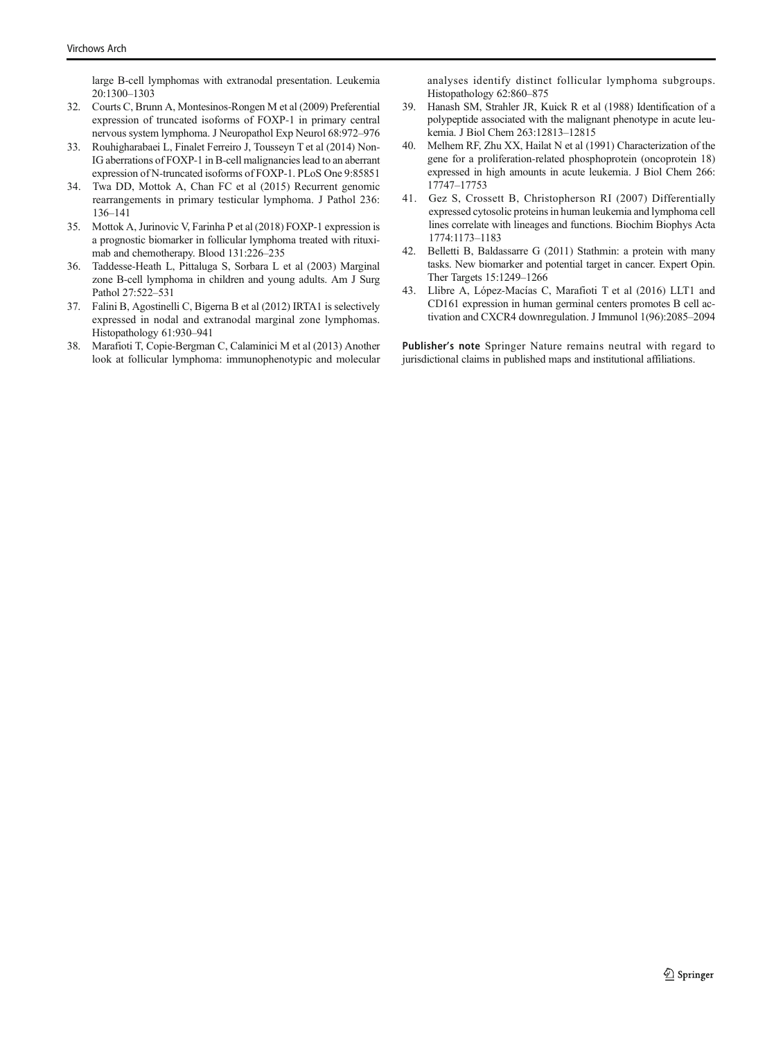large B-cell lymphomas with extranodal presentation. Leukemia 20:1300–1303

32. Courts C, Brunn A, Montesinos-Rongen M et al (2009) Preferential expression of truncated isoforms of FOXP-1 in primary central nervous system lymphoma. J Neuropathol Exp Neurol 68:972–976
33. Rouhigharabaei L, Finalet Ferreiro J, Tousseyn T et al (2014) Non-IG aberrations of FOXP-1 in B-cell malignancies lead to an aberrant expression of N-truncated isoforms of FOXP-1. PLoS One 9:85851
34. Twa DD, Mottok A, Chan FC et al (2015) Recurrent genomic rearrangements in primary testicular lymphoma. J Pathol 236: 136–141
35. Mottok A, Jurinovic V, Farinha P et al (2018) FOXP-1 expression is a prognostic biomarker in follicular lymphoma treated with rituximab and chemotherapy. Blood 131:226–235
36. Taddesse-Heath L, Pittaluga S, Sorbara L et al (2003) Marginal zone B-cell lymphoma in children and young adults. Am J Surg Pathol 27:522–531
37. Falini B, Agostinelli C, Bigerna B et al (2012) IRTA1 is selectively expressed in nodal and extranodal marginal zone lymphomas. Histopathology 61:930–941
38. Marafioti T, Copie-Bergman C, Calaminici M et al (2013) Another look at follicular lymphoma: immunophenotypic and molecular analyses identify distinct follicular lymphoma subgroups. Histopathology 62:860–875
39. Hanash SM, Strahler JR, Kuick R et al (1988) Identification of a polypeptide associated with the malignant phenotype in acute leukemia. J Biol Chem 263:12813–12815
40. Melhem RF, Zhu XX, Hailat N et al (1991) Characterization of the gene for a proliferation-related phosphoprotein (oncoprotein 18) expressed in high amounts in acute leukemia. J Biol Chem 266: 17747–17753
41. Gez S, Crossett B, Christopherson RI (2007) Differentially expressed cytosolic proteins in human leukemia and lymphoma cell lines correlate with lineages and functions. Biochim Biophys Acta 1774:1173–1183
42. Belletti B, Baldassarre G (2011) Stathmin: a protein with many tasks. New biomarker and potential target in cancer. Expert Opin. Ther Targets 15:1249–1266
43. Llibre A, López-Macías C, Marafioti T et al (2016) LLT1 and CD161 expression in human germinal centers promotes B cell activation and CXCR4 downregulation. J Immunol 1(96):2085–2094

**Publisher's note** Springer Nature remains neutral with regard to jurisdictional claims in published maps and institutional affiliations.